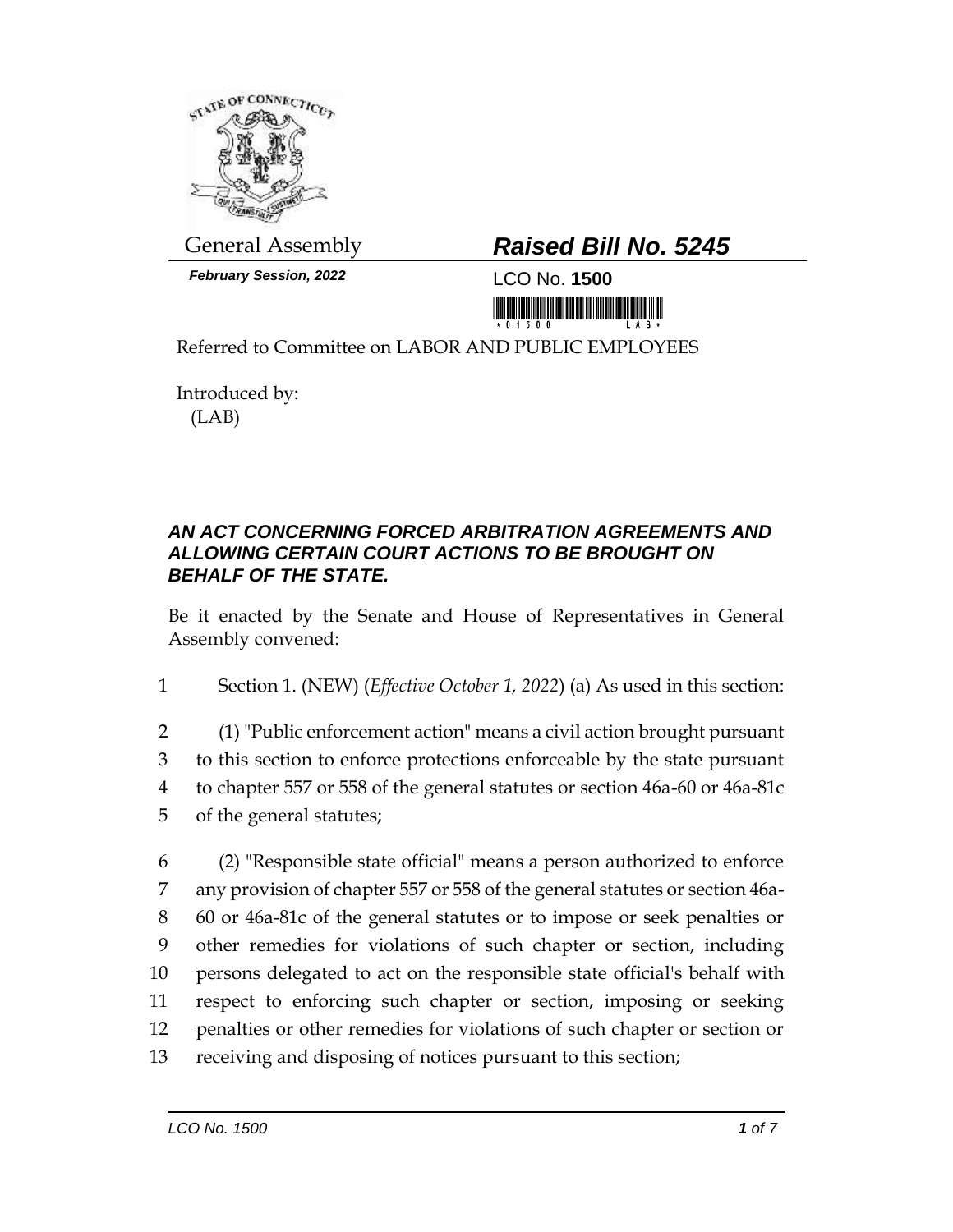General Assembly

***February Session, 2022***

# ***Raised Bill No. 5245***

LCO No. **1500**

Referred to Committee on LABOR AND PUBLIC EMPLOYEES

Introduced by:
(LAB)

### ***AN ACT CONCERNING FORCED ARBITRATION AGREEMENTS AND ALLOWING CERTAIN COURT ACTIONS TO BE BROUGHT ON BEHALF OF THE STATE.***

Be it enacted by the Senate and House of Representatives in General Assembly convened:

1 Section 1. (NEW) (*Effective October 1, 2022*) (a) As used in this section:

2 (1) "Public enforcement action" means a civil action brought pursuant
3 to this section to enforce protections enforceable by the state pursuant
4 to chapter 557 or 558 of the general statutes or section 46a-60 or 46a-81c
5 of the general statutes;

6 (2) "Responsible state official" means a person authorized to enforce
7 any provision of chapter 557 or 558 of the general statutes or section 46a-
8 60 or 46a-81c of the general statutes or to impose or seek penalties or
9 other remedies for violations of such chapter or section, including
10 persons delegated to act on the responsible state official's behalf with
11 respect to enforcing such chapter or section, imposing or seeking
12 penalties or other remedies for violations of such chapter or section or
13 receiving and disposing of notices pursuant to this section;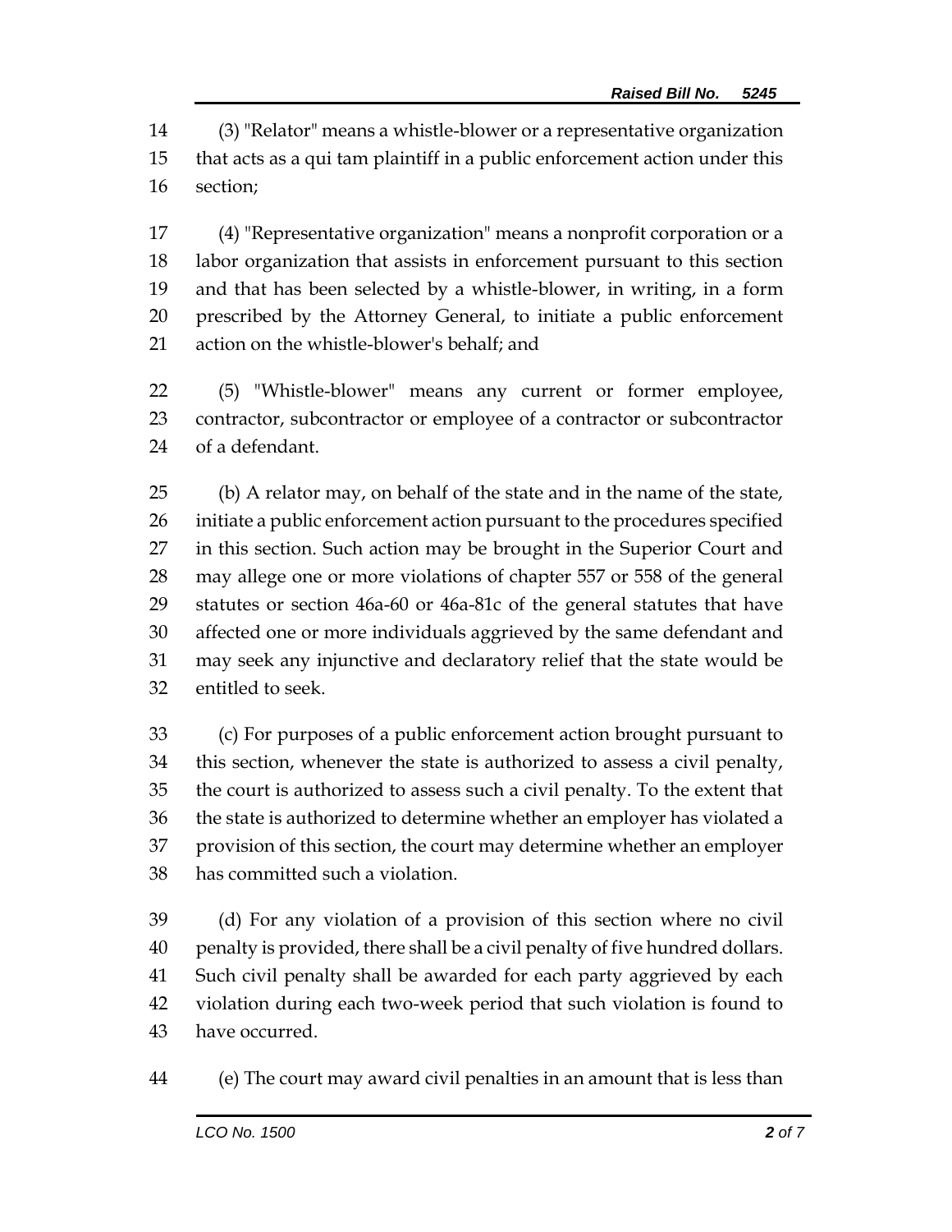(3) "Relator" means a whistle-blower or a representative organization that acts as a qui tam plaintiff in a public enforcement action under this section;

(4) "Representative organization" means a nonprofit corporation or a labor organization that assists in enforcement pursuant to this section and that has been selected by a whistle-blower, in writing, in a form prescribed by the Attorney General, to initiate a public enforcement action on the whistle-blower's behalf; and

(5) "Whistle-blower" means any current or former employee, contractor, subcontractor or employee of a contractor or subcontractor of a defendant.

(b) A relator may, on behalf of the state and in the name of the state, initiate a public enforcement action pursuant to the procedures specified in this section. Such action may be brought in the Superior Court and may allege one or more violations of chapter 557 or 558 of the general statutes or section 46a-60 or 46a-81c of the general statutes that have affected one or more individuals aggrieved by the same defendant and may seek any injunctive and declaratory relief that the state would be entitled to seek.

(c) For purposes of a public enforcement action brought pursuant to this section, whenever the state is authorized to assess a civil penalty, the court is authorized to assess such a civil penalty. To the extent that the state is authorized to determine whether an employer has violated a provision of this section, the court may determine whether an employer has committed such a violation.

(d) For any violation of a provision of this section where no civil penalty is provided, there shall be a civil penalty of five hundred dollars. Such civil penalty shall be awarded for each party aggrieved by each violation during each two-week period that such violation is found to have occurred.

(e) The court may award civil penalties in an amount that is less than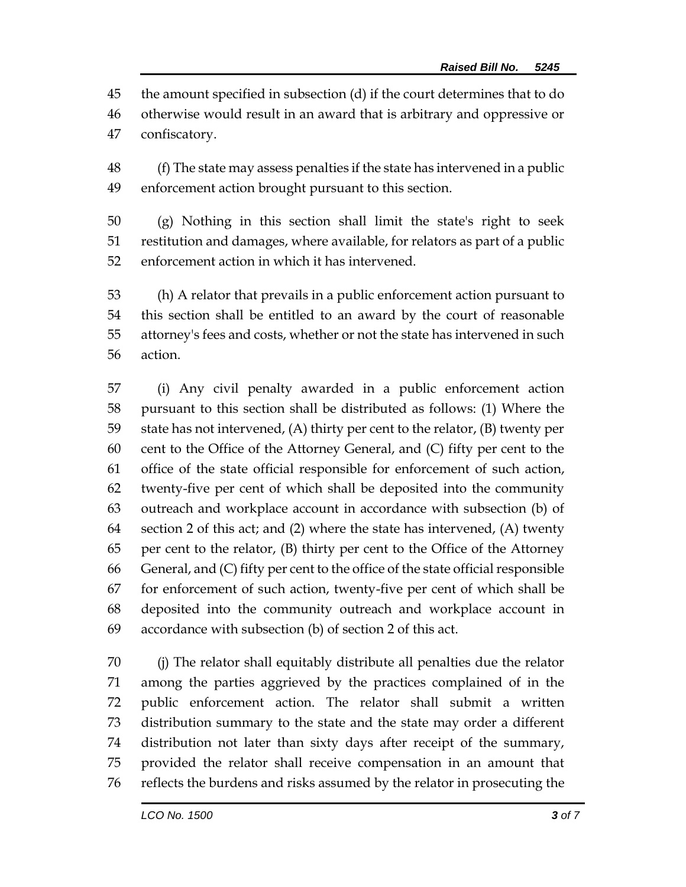the amount specified in subsection (d) if the court determines that to do otherwise would result in an award that is arbitrary and oppressive or confiscatory.

(f) The state may assess penalties if the state has intervened in a public enforcement action brought pursuant to this section.

(g) Nothing in this section shall limit the state's right to seek restitution and damages, where available, for relators as part of a public enforcement action in which it has intervened.

(h) A relator that prevails in a public enforcement action pursuant to this section shall be entitled to an award by the court of reasonable attorney's fees and costs, whether or not the state has intervened in such action.

(i) Any civil penalty awarded in a public enforcement action pursuant to this section shall be distributed as follows: (1) Where the state has not intervened, (A) thirty per cent to the relator, (B) twenty per cent to the Office of the Attorney General, and (C) fifty per cent to the office of the state official responsible for enforcement of such action, twenty-five per cent of which shall be deposited into the community outreach and workplace account in accordance with subsection (b) of section 2 of this act; and (2) where the state has intervened, (A) twenty per cent to the relator, (B) thirty per cent to the Office of the Attorney General, and (C) fifty per cent to the office of the state official responsible for enforcement of such action, twenty-five per cent of which shall be deposited into the community outreach and workplace account in accordance with subsection (b) of section 2 of this act.

(j) The relator shall equitably distribute all penalties due the relator among the parties aggrieved by the practices complained of in the public enforcement action. The relator shall submit a written distribution summary to the state and the state may order a different distribution not later than sixty days after receipt of the summary, provided the relator shall receive compensation in an amount that reflects the burdens and risks assumed by the relator in prosecuting the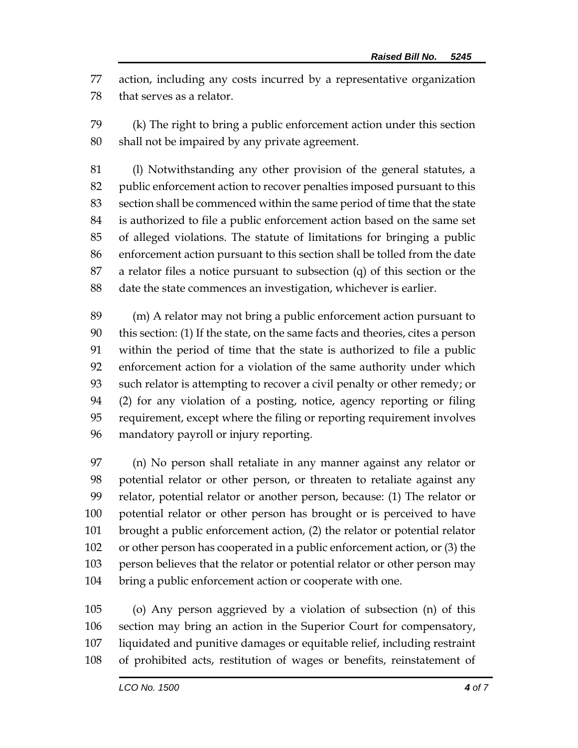action, including any costs incurred by a representative organization that serves as a relator.

(k) The right to bring a public enforcement action under this section shall not be impaired by any private agreement.

(l) Notwithstanding any other provision of the general statutes, a public enforcement action to recover penalties imposed pursuant to this section shall be commenced within the same period of time that the state is authorized to file a public enforcement action based on the same set of alleged violations. The statute of limitations for bringing a public enforcement action pursuant to this section shall be tolled from the date a relator files a notice pursuant to subsection (q) of this section or the date the state commences an investigation, whichever is earlier.

(m) A relator may not bring a public enforcement action pursuant to this section: (1) If the state, on the same facts and theories, cites a person within the period of time that the state is authorized to file a public enforcement action for a violation of the same authority under which such relator is attempting to recover a civil penalty or other remedy; or (2) for any violation of a posting, notice, agency reporting or filing requirement, except where the filing or reporting requirement involves mandatory payroll or injury reporting.

(n) No person shall retaliate in any manner against any relator or potential relator or other person, or threaten to retaliate against any relator, potential relator or another person, because: (1) The relator or potential relator or other person has brought or is perceived to have brought a public enforcement action, (2) the relator or potential relator or other person has cooperated in a public enforcement action, or (3) the person believes that the relator or potential relator or other person may bring a public enforcement action or cooperate with one.

(o) Any person aggrieved by a violation of subsection (n) of this section may bring an action in the Superior Court for compensatory, liquidated and punitive damages or equitable relief, including restraint of prohibited acts, restitution of wages or benefits, reinstatement of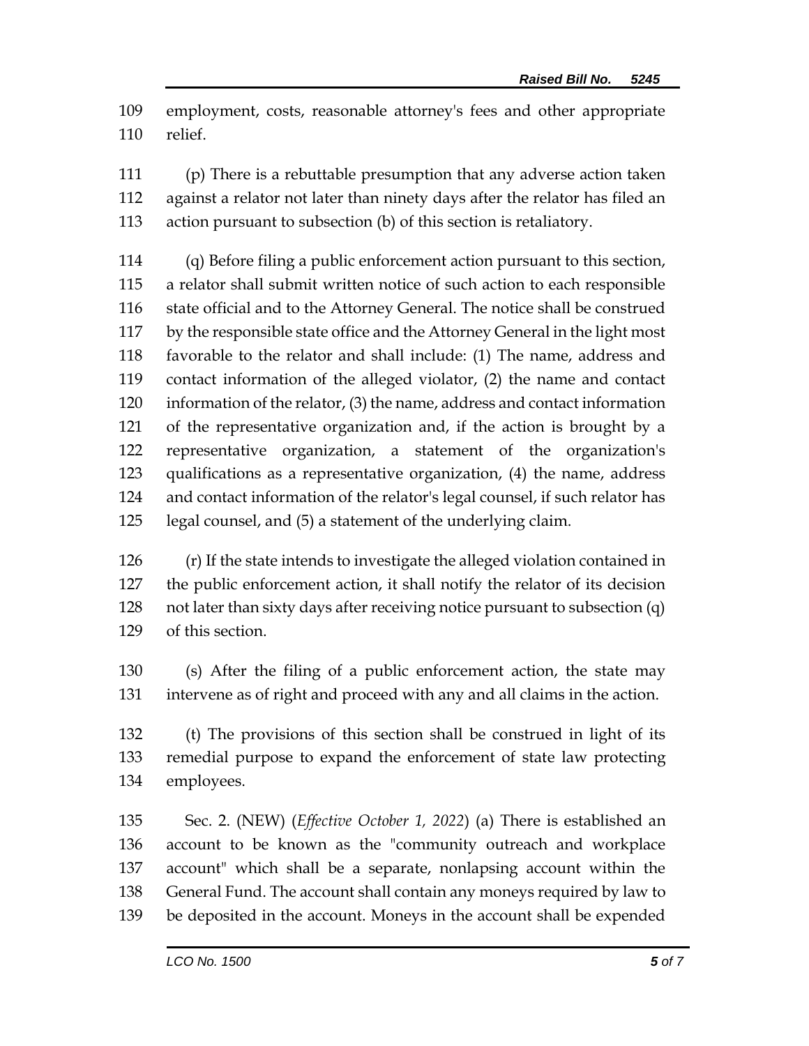employment, costs, reasonable attorney's fees and other appropriate relief.

(p) There is a rebuttable presumption that any adverse action taken against a relator not later than ninety days after the relator has filed an action pursuant to subsection (b) of this section is retaliatory.

(q) Before filing a public enforcement action pursuant to this section, a relator shall submit written notice of such action to each responsible state official and to the Attorney General. The notice shall be construed by the responsible state office and the Attorney General in the light most favorable to the relator and shall include: (1) The name, address and contact information of the alleged violator, (2) the name and contact information of the relator, (3) the name, address and contact information of the representative organization and, if the action is brought by a representative organization, a statement of the organization's qualifications as a representative organization, (4) the name, address and contact information of the relator's legal counsel, if such relator has legal counsel, and (5) a statement of the underlying claim.

(r) If the state intends to investigate the alleged violation contained in the public enforcement action, it shall notify the relator of its decision not later than sixty days after receiving notice pursuant to subsection (q) of this section.

(s) After the filing of a public enforcement action, the state may intervene as of right and proceed with any and all claims in the action.

(t) The provisions of this section shall be construed in light of its remedial purpose to expand the enforcement of state law protecting employees.

Sec. 2. (NEW) (*Effective October 1, 2022*) (a) There is established an account to be known as the "community outreach and workplace account" which shall be a separate, nonlapsing account within the General Fund. The account shall contain any moneys required by law to be deposited in the account. Moneys in the account shall be expended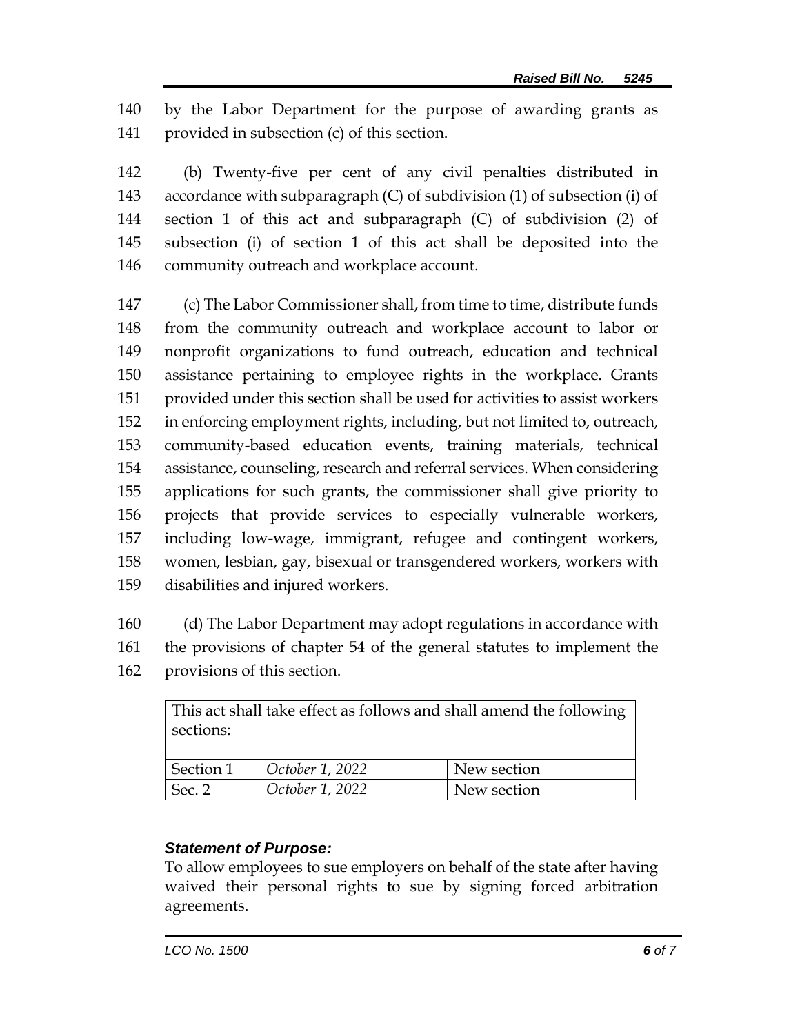by the Labor Department for the purpose of awarding grants as provided in subsection (c) of this section.

(b) Twenty-five per cent of any civil penalties distributed in accordance with subparagraph (C) of subdivision (1) of subsection (i) of section 1 of this act and subparagraph (C) of subdivision (2) of subsection (i) of section 1 of this act shall be deposited into the community outreach and workplace account.

(c) The Labor Commissioner shall, from time to time, distribute funds from the community outreach and workplace account to labor or nonprofit organizations to fund outreach, education and technical assistance pertaining to employee rights in the workplace. Grants provided under this section shall be used for activities to assist workers in enforcing employment rights, including, but not limited to, outreach, community-based education events, training materials, technical assistance, counseling, research and referral services. When considering applications for such grants, the commissioner shall give priority to projects that provide services to especially vulnerable workers, including low-wage, immigrant, refugee and contingent workers, women, lesbian, gay, bisexual or transgendered workers, workers with disabilities and injured workers.

(d) The Labor Department may adopt regulations in accordance with the provisions of chapter 54 of the general statutes to implement the provisions of this section.

| This act shall take effect as follows and shall amend the following sections: | | |
|---|---|---|
| Section 1 | *October 1, 2022* | New section |
| Sec. 2 | *October 1, 2022* | New section |

***Statement of Purpose:***

To allow employees to sue employers on behalf of the state after having waived their personal rights to sue by signing forced arbitration agreements.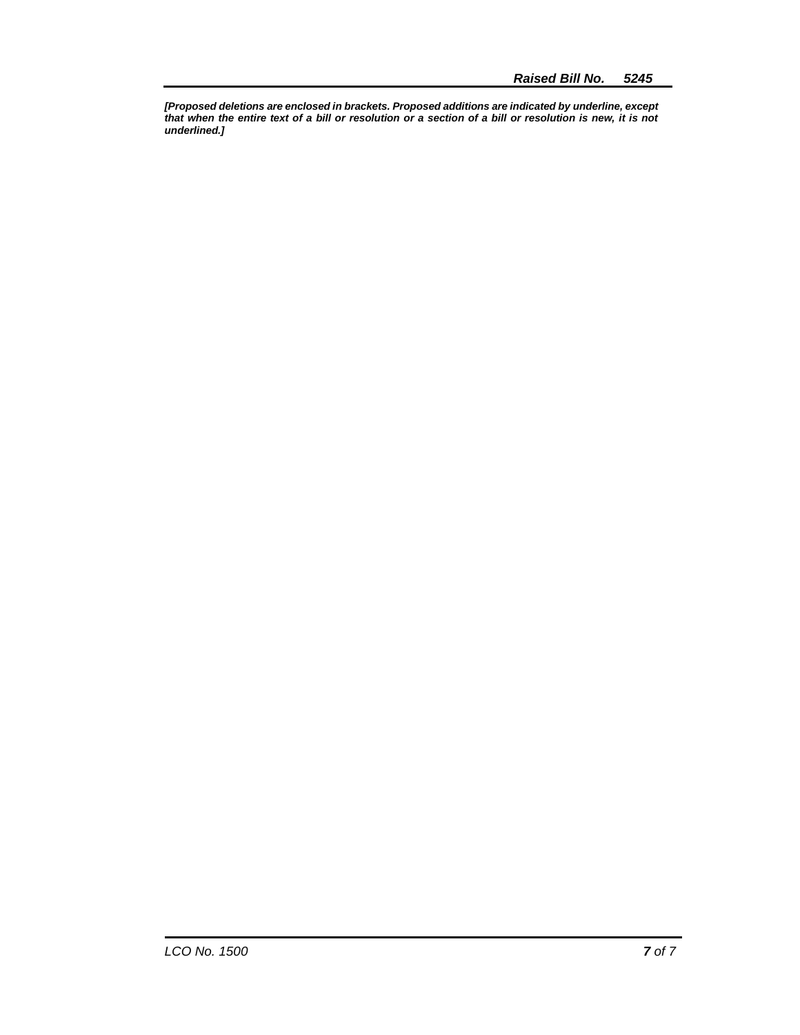*[Proposed deletions are enclosed in brackets. Proposed additions are indicated by underline, except that when the entire text of a bill or resolution or a section of a bill or resolution is new, it is not underlined.]*